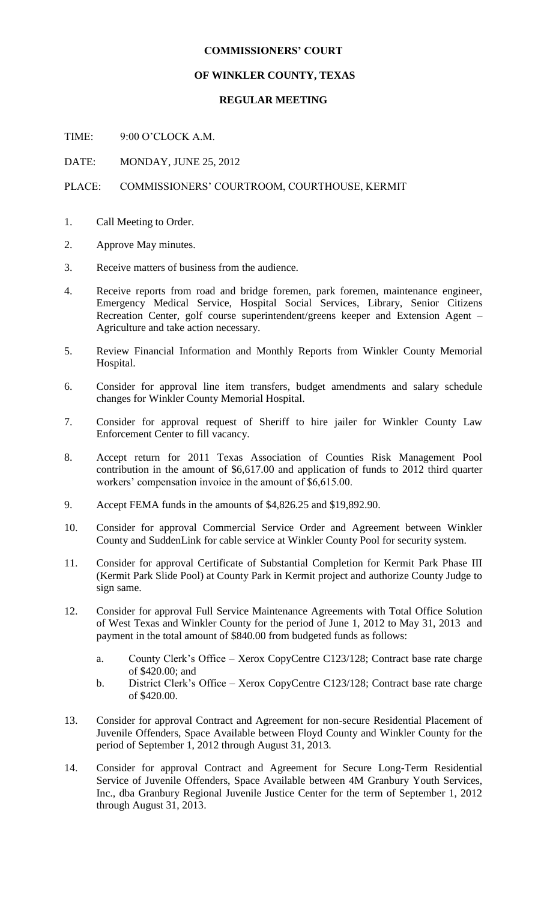# COMMISSIONERS' COURT

## OF WINKLER COUNTY, TEXAS

### REGULAR MEETING

TIME: 9:00 O'CLOCK A.M.

DATE: MONDAY, JUNE 25, 2012

PLACE: COMMISSIONERS' COURTROOM, COURTHOUSE, KERMIT

1. Call Meeting to Order.

2. Approve May minutes.

3. Receive matters of business from the audience.

4. Receive reports from road and bridge foremen, park foremen, maintenance engineer, Emergency Medical Service, Hospital Social Services, Library, Senior Citizens Recreation Center, golf course superintendent/greens keeper and Extension Agent – Agriculture and take action necessary.

5. Review Financial Information and Monthly Reports from Winkler County Memorial Hospital.

6. Consider for approval line item transfers, budget amendments and salary schedule changes for Winkler County Memorial Hospital.

7. Consider for approval request of Sheriff to hire jailer for Winkler County Law Enforcement Center to fill vacancy.

8. Accept return for 2011 Texas Association of Counties Risk Management Pool contribution in the amount of $6,617.00 and application of funds to 2012 third quarter workers' compensation invoice in the amount of $6,615.00.

9. Accept FEMA funds in the amounts of $4,826.25 and $19,892.90.

10. Consider for approval Commercial Service Order and Agreement between Winkler County and SuddenLink for cable service at Winkler County Pool for security system.

11. Consider for approval Certificate of Substantial Completion for Kermit Park Phase III (Kermit Park Slide Pool) at County Park in Kermit project and authorize County Judge to sign same.

12. Consider for approval Full Service Maintenance Agreements with Total Office Solution of West Texas and Winkler County for the period of June 1, 2012 to May 31, 2013 and payment in the total amount of $840.00 from budgeted funds as follows:

    a. County Clerk's Office – Xerox CopyCentre C123/128; Contract base rate charge of $420.00; and
    b. District Clerk's Office – Xerox CopyCentre C123/128; Contract base rate charge of $420.00.

13. Consider for approval Contract and Agreement for non-secure Residential Placement of Juvenile Offenders, Space Available between Floyd County and Winkler County for the period of September 1, 2012 through August 31, 2013.

14. Consider for approval Contract and Agreement for Secure Long-Term Residential Service of Juvenile Offenders, Space Available between 4M Granbury Youth Services, Inc., dba Granbury Regional Juvenile Justice Center for the term of September 1, 2012 through August 31, 2013.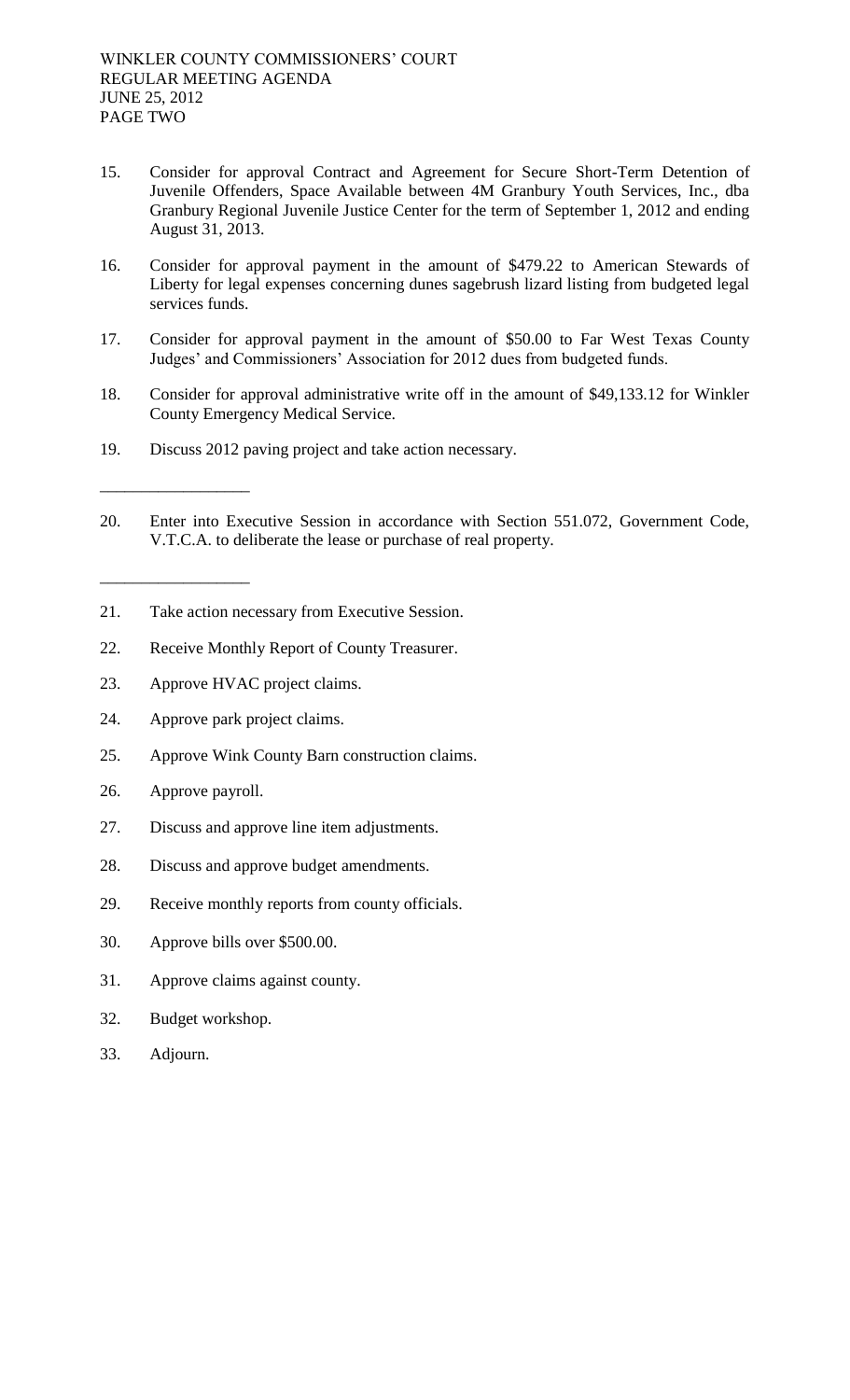15. Consider for approval Contract and Agreement for Secure Short-Term Detention of Juvenile Offenders, Space Available between 4M Granbury Youth Services, Inc., dba Granbury Regional Juvenile Justice Center for the term of September 1, 2012 and ending August 31, 2013.

16. Consider for approval payment in the amount of $479.22 to American Stewards of Liberty for legal expenses concerning dunes sagebrush lizard listing from budgeted legal services funds.

17. Consider for approval payment in the amount of $50.00 to Far West Texas County Judges' and Commissioners' Association for 2012 dues from budgeted funds.

18. Consider for approval administrative write off in the amount of $49,133.12 for Winkler County Emergency Medical Service.

19. Discuss 2012 paving project and take action necessary.

___________________

20. Enter into Executive Session in accordance with Section 551.072, Government Code, V.T.C.A. to deliberate the lease or purchase of real property.

___________________

21. Take action necessary from Executive Session.

22. Receive Monthly Report of County Treasurer.

23. Approve HVAC project claims.

24. Approve park project claims.

25. Approve Wink County Barn construction claims.

26. Approve payroll.

27. Discuss and approve line item adjustments.

28. Discuss and approve budget amendments.

29. Receive monthly reports from county officials.

30. Approve bills over $500.00.

31. Approve claims against county.

32. Budget workshop.

33. Adjourn.